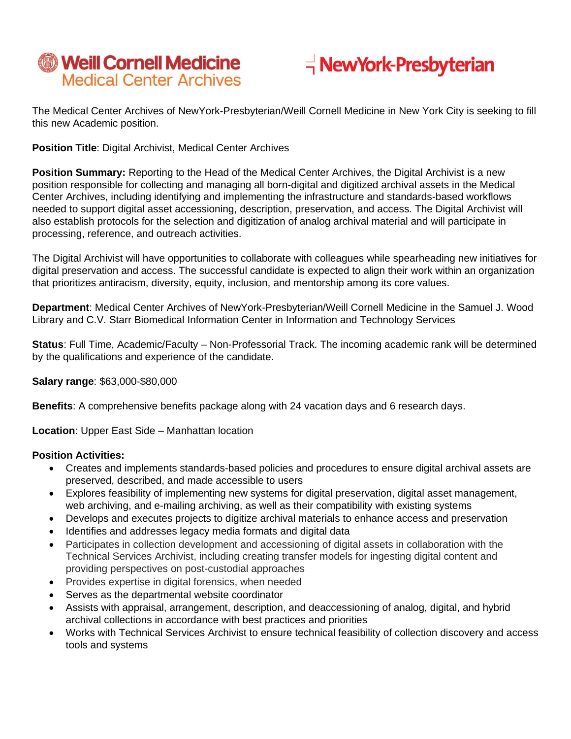Weill Cornell Medicine
Medical Center Archives

NewYork-Presbyterian

The Medical Center Archives of NewYork-Presbyterian/Weill Cornell Medicine in New York City is seeking to fill this new Academic position.

**Position Title**: Digital Archivist, Medical Center Archives

**Position Summary:** Reporting to the Head of the Medical Center Archives, the Digital Archivist is a new position responsible for collecting and managing all born-digital and digitized archival assets in the Medical Center Archives, including identifying and implementing the infrastructure and standards-based workflows needed to support digital asset accessioning, description, preservation, and access. The Digital Archivist will also establish protocols for the selection and digitization of analog archival material and will participate in processing, reference, and outreach activities.

The Digital Archivist will have opportunities to collaborate with colleagues while spearheading new initiatives for digital preservation and access. The successful candidate is expected to align their work within an organization that prioritizes antiracism, diversity, equity, inclusion, and mentorship among its core values.

**Department**: Medical Center Archives of NewYork-Presbyterian/Weill Cornell Medicine in the Samuel J. Wood Library and C.V. Starr Biomedical Information Center in Information and Technology Services

**Status**: Full Time, Academic/Faculty – Non-Professorial Track. The incoming academic rank will be determined by the qualifications and experience of the candidate.

**Salary range**: $63,000-$80,000

**Benefits**: A comprehensive benefits package along with 24 vacation days and 6 research days.

**Location**: Upper East Side – Manhattan location

**Position Activities:**

- Creates and implements standards-based policies and procedures to ensure digital archival assets are preserved, described, and made accessible to users
- Explores feasibility of implementing new systems for digital preservation, digital asset management, web archiving, and e-mailing archiving, as well as their compatibility with existing systems
- Develops and executes projects to digitize archival materials to enhance access and preservation
- Identifies and addresses legacy media formats and digital data
- Participates in collection development and accessioning of digital assets in collaboration with the Technical Services Archivist, including creating transfer models for ingesting digital content and providing perspectives on post-custodial approaches
- Provides expertise in digital forensics, when needed
- Serves as the departmental website coordinator
- Assists with appraisal, arrangement, description, and deaccessioning of analog, digital, and hybrid archival collections in accordance with best practices and priorities
- Works with Technical Services Archivist to ensure technical feasibility of collection discovery and access tools and systems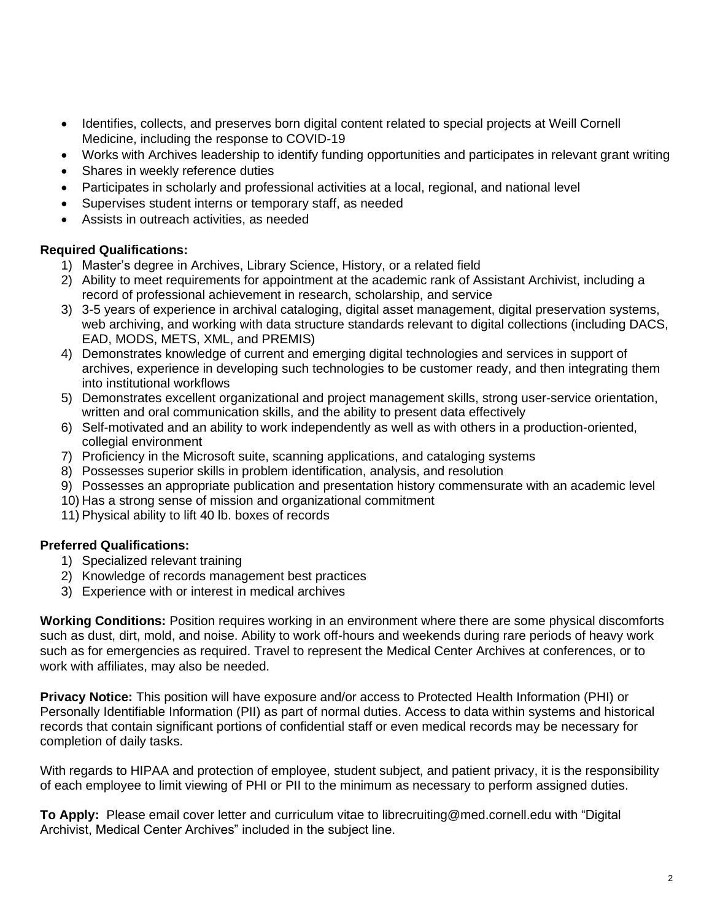- Identifies, collects, and preserves born digital content related to special projects at Weill Cornell Medicine, including the response to COVID-19
- Works with Archives leadership to identify funding opportunities and participates in relevant grant writing
- Shares in weekly reference duties
- Participates in scholarly and professional activities at a local, regional, and national level
- Supervises student interns or temporary staff, as needed
- Assists in outreach activities, as needed

**Required Qualifications:**

1) Master's degree in Archives, Library Science, History, or a related field
2) Ability to meet requirements for appointment at the academic rank of Assistant Archivist, including a record of professional achievement in research, scholarship, and service
3) 3-5 years of experience in archival cataloging, digital asset management, digital preservation systems, web archiving, and working with data structure standards relevant to digital collections (including DACS, EAD, MODS, METS, XML, and PREMIS)
4) Demonstrates knowledge of current and emerging digital technologies and services in support of archives, experience in developing such technologies to be customer ready, and then integrating them into institutional workflows
5) Demonstrates excellent organizational and project management skills, strong user-service orientation, written and oral communication skills, and the ability to present data effectively
6) Self-motivated and an ability to work independently as well as with others in a production-oriented, collegial environment
7) Proficiency in the Microsoft suite, scanning applications, and cataloging systems
8) Possesses superior skills in problem identification, analysis, and resolution
9) Possesses an appropriate publication and presentation history commensurate with an academic level
10) Has a strong sense of mission and organizational commitment
11) Physical ability to lift 40 lb. boxes of records

**Preferred Qualifications:**

1) Specialized relevant training
2) Knowledge of records management best practices
3) Experience with or interest in medical archives

**Working Conditions:** Position requires working in an environment where there are some physical discomforts such as dust, dirt, mold, and noise. Ability to work off-hours and weekends during rare periods of heavy work such as for emergencies as required. Travel to represent the Medical Center Archives at conferences, or to work with affiliates, may also be needed.

**Privacy Notice:** This position will have exposure and/or access to Protected Health Information (PHI) or Personally Identifiable Information (PII) as part of normal duties. Access to data within systems and historical records that contain significant portions of confidential staff or even medical records may be necessary for completion of daily tasks.

With regards to HIPAA and protection of employee, student subject, and patient privacy, it is the responsibility of each employee to limit viewing of PHI or PII to the minimum as necessary to perform assigned duties.

**To Apply:** Please email cover letter and curriculum vitae to librecruiting@med.cornell.edu with "Digital Archivist, Medical Center Archives" included in the subject line.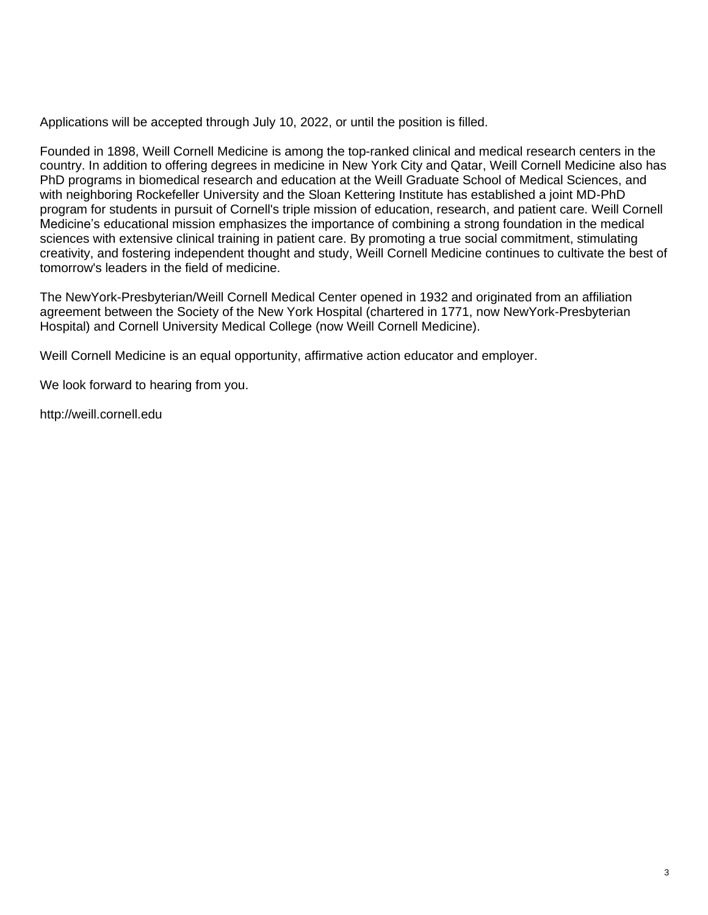Applications will be accepted through July 10, 2022, or until the position is filled.

Founded in 1898, Weill Cornell Medicine is among the top-ranked clinical and medical research centers in the country. In addition to offering degrees in medicine in New York City and Qatar, Weill Cornell Medicine also has PhD programs in biomedical research and education at the Weill Graduate School of Medical Sciences, and with neighboring Rockefeller University and the Sloan Kettering Institute has established a joint MD-PhD program for students in pursuit of Cornell's triple mission of education, research, and patient care. Weill Cornell Medicine's educational mission emphasizes the importance of combining a strong foundation in the medical sciences with extensive clinical training in patient care. By promoting a true social commitment, stimulating creativity, and fostering independent thought and study, Weill Cornell Medicine continues to cultivate the best of tomorrow's leaders in the field of medicine.

The NewYork-Presbyterian/Weill Cornell Medical Center opened in 1932 and originated from an affiliation agreement between the Society of the New York Hospital (chartered in 1771, now NewYork-Presbyterian Hospital) and Cornell University Medical College (now Weill Cornell Medicine).

Weill Cornell Medicine is an equal opportunity, affirmative action educator and employer.

We look forward to hearing from you.

http://weill.cornell.edu